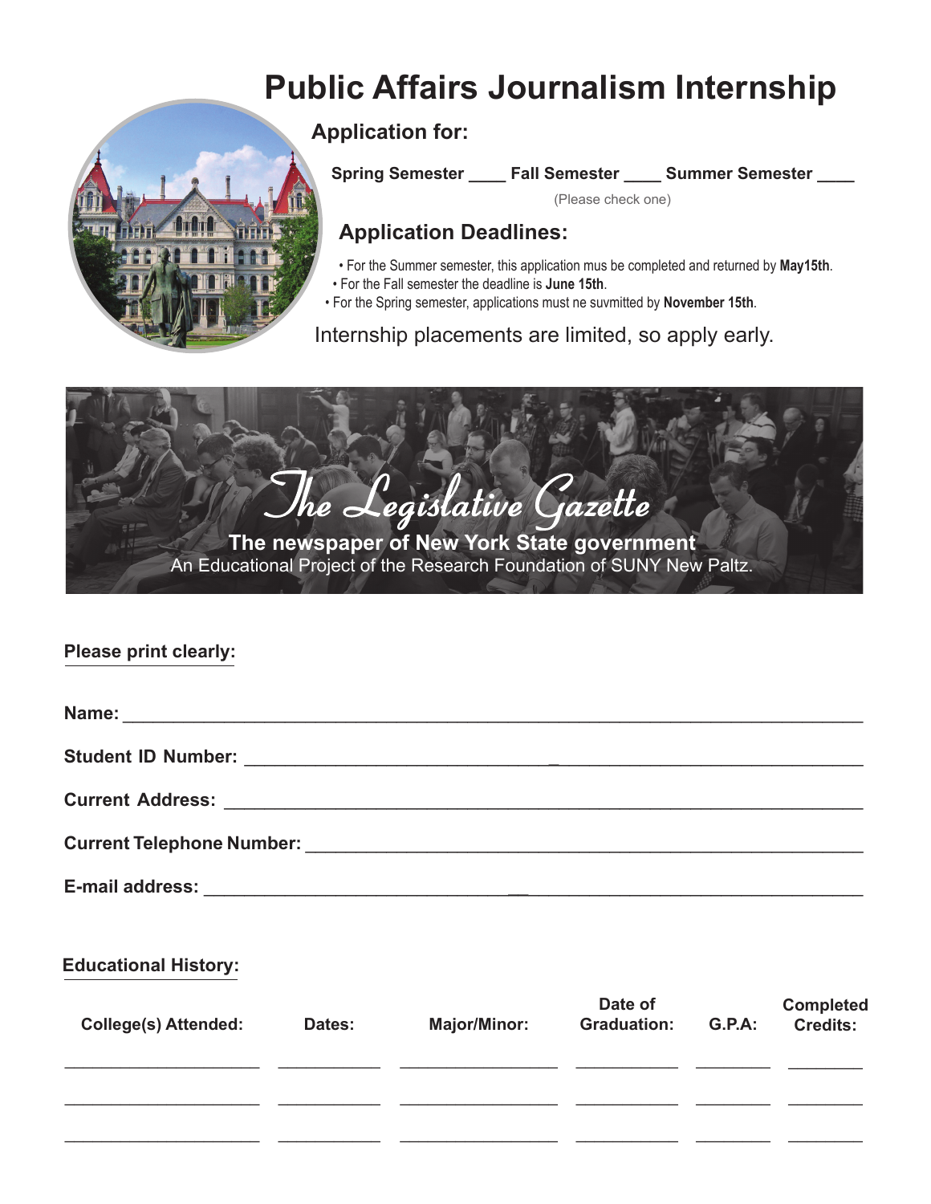# Public Affairs Journalism Internship

## Application for:

**Spring Semester ____ Fall Semester ____ Summer Semester ____**

(Please check one)

## Application Deadlines:

- For the Summer semester, this application mus be completed and returned by **May15th**.
- For the Fall semester the deadline is **June 15th**.
- For the Spring semester, applications must ne suvmitted by **November 15th**.

Internship placements are limited, so apply early.

*The Legislative Gazette*

**The newspaper of New York State government**

An Educational Project of the Research Foundation of SUNY New Paltz.

**Please print clearly:**

**Name:** ______________________________________________________________________

**Student ID Number:** ______________________________________________________________________

**Current Address:** ______________________________________________________________________

**Current Telephone Number:** ______________________________________________________________________

**E-mail address:** ______________________________________________________________________

**Educational History:**

| College(s) Attended: | Dates: | Major/Minor: | Date of Graduation: | G.P.A: | Completed Credits: |
|---|---|---|---|---|---|
| | | | | | |
| | | | | | |
| | | | | | |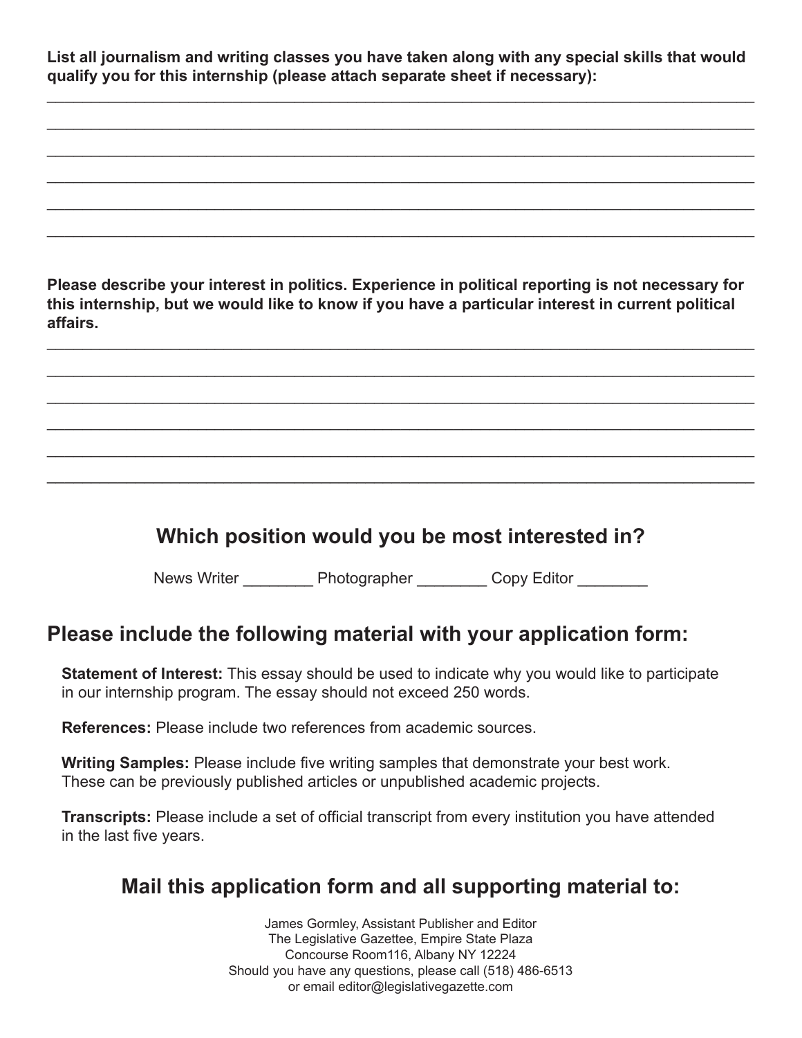**List all journalism and writing classes you have taken along with any special skills that would qualify you for this internship (please attach separate sheet if necessary):**

___________________________________________________________________________

___________________________________________________________________________

___________________________________________________________________________

___________________________________________________________________________

___________________________________________________________________________

___________________________________________________________________________

**Please describe your interest in politics. Experience in political reporting is not necessary for this internship, but we would like to know if you have a particular interest in current political affairs.**

___________________________________________________________________________

___________________________________________________________________________

___________________________________________________________________________

___________________________________________________________________________

___________________________________________________________________________

___________________________________________________________________________

## Which position would you be most interested in?

News Writer ________ Photographer ________ Copy Editor ________

## Please include the following material with your application form:

**Statement of Interest:** This essay should be used to indicate why you would like to participate in our internship program. The essay should not exceed 250 words.

**References:** Please include two references from academic sources.

**Writing Samples:** Please include five writing samples that demonstrate your best work. These can be previously published articles or unpublished academic projects.

**Transcripts:** Please include a set of official transcript from every institution you have attended in the last five years.

## Mail this application form and all supporting material to:

James Gormley, Assistant Publisher and Editor
The Legislative Gazettee, Empire State Plaza
Concourse Room116, Albany NY 12224
Should you have any questions, please call (518) 486-6513
or email editor@legislativegazette.com